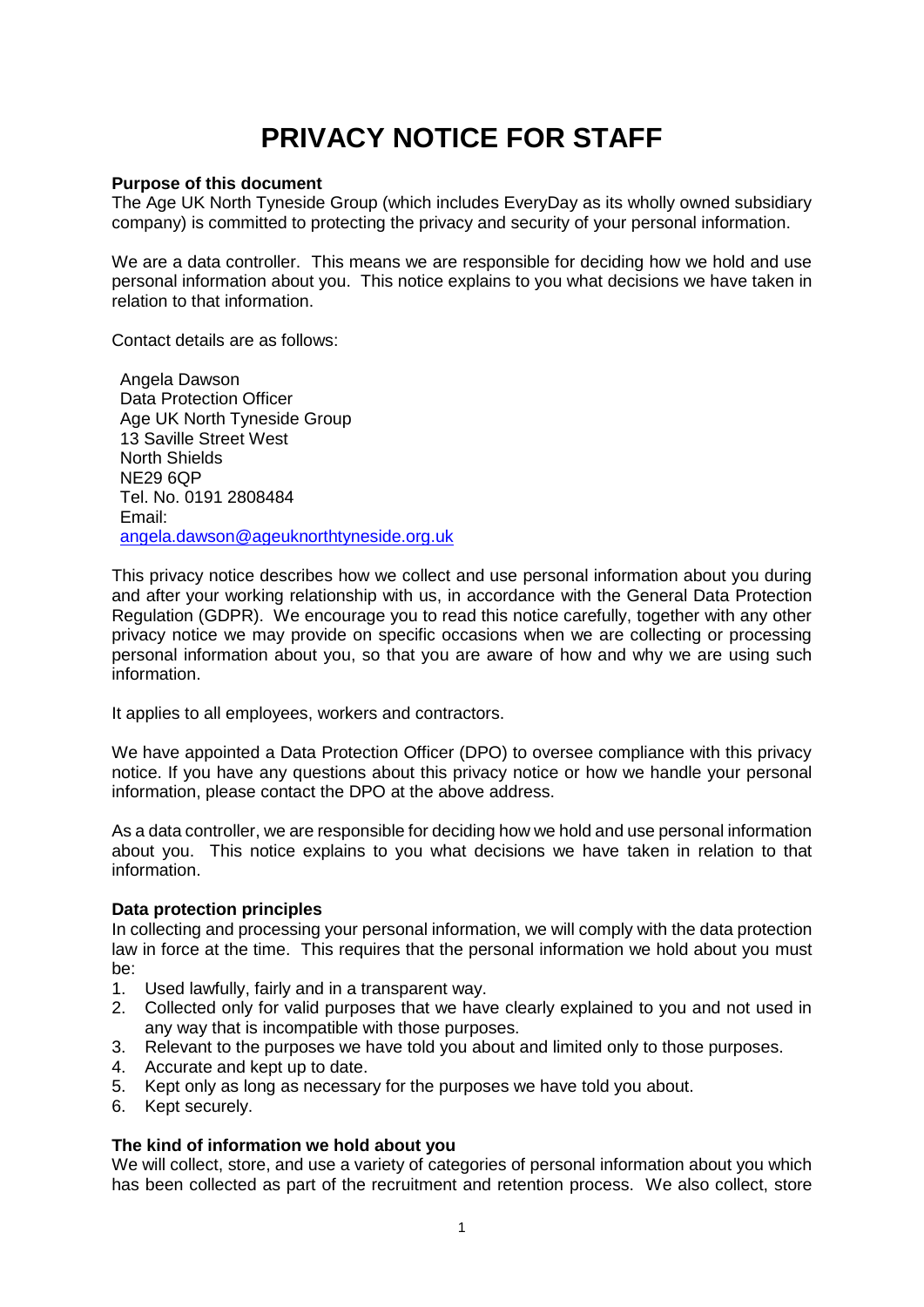# PRIVACY NOTICE FOR STAFF

**Purpose of this document**

The Age UK North Tyneside Group (which includes EveryDay as its wholly owned subsidiary company) is committed to protecting the privacy and security of your personal information.

We are a data controller. This means we are responsible for deciding how we hold and use personal information about you. This notice explains to you what decisions we have taken in relation to that information.

Contact details are as follows:

Angela Dawson
Data Protection Officer
Age UK North Tyneside Group
13 Saville Street West
North Shields
NE29 6QP
Tel. No. 0191 2808484
Email:
angela.dawson@ageuknorthtyneside.org.uk

This privacy notice describes how we collect and use personal information about you during and after your working relationship with us, in accordance with the General Data Protection Regulation (GDPR). We encourage you to read this notice carefully, together with any other privacy notice we may provide on specific occasions when we are collecting or processing personal information about you, so that you are aware of how and why we are using such information.

It applies to all employees, workers and contractors.

We have appointed a Data Protection Officer (DPO) to oversee compliance with this privacy notice. If you have any questions about this privacy notice or how we handle your personal information, please contact the DPO at the above address.

As a data controller, we are responsible for deciding how we hold and use personal information about you. This notice explains to you what decisions we have taken in relation to that information.

**Data protection principles**

In collecting and processing your personal information, we will comply with the data protection law in force at the time. This requires that the personal information we hold about you must be:

1. Used lawfully, fairly and in a transparent way.
2. Collected only for valid purposes that we have clearly explained to you and not used in any way that is incompatible with those purposes.
3. Relevant to the purposes we have told you about and limited only to those purposes.
4. Accurate and kept up to date.
5. Kept only as long as necessary for the purposes we have told you about.
6. Kept securely.

**The kind of information we hold about you**

We will collect, store, and use a variety of categories of personal information about you which has been collected as part of the recruitment and retention process. We also collect, store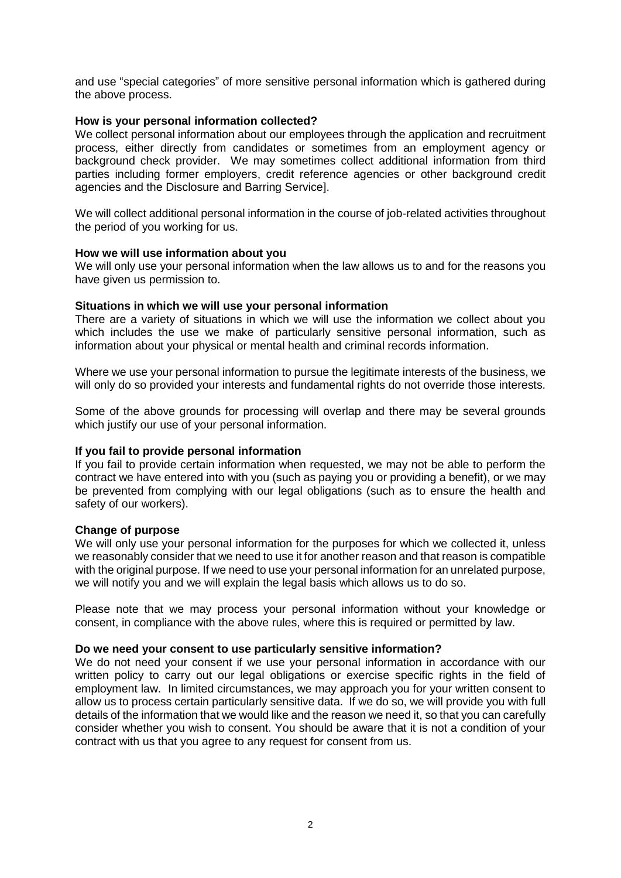and use "special categories" of more sensitive personal information which is gathered during the above process.

**How is your personal information collected?**

We collect personal information about our employees through the application and recruitment process, either directly from candidates or sometimes from an employment agency or background check provider. We may sometimes collect additional information from third parties including former employers, credit reference agencies or other background credit agencies and the Disclosure and Barring Service].

We will collect additional personal information in the course of job-related activities throughout the period of you working for us.

**How we will use information about you**

We will only use your personal information when the law allows us to and for the reasons you have given us permission to.

**Situations in which we will use your personal information**

There are a variety of situations in which we will use the information we collect about you which includes the use we make of particularly sensitive personal information, such as information about your physical or mental health and criminal records information.

Where we use your personal information to pursue the legitimate interests of the business, we will only do so provided your interests and fundamental rights do not override those interests.

Some of the above grounds for processing will overlap and there may be several grounds which justify our use of your personal information.

**If you fail to provide personal information**

If you fail to provide certain information when requested, we may not be able to perform the contract we have entered into with you (such as paying you or providing a benefit), or we may be prevented from complying with our legal obligations (such as to ensure the health and safety of our workers).

**Change of purpose**

We will only use your personal information for the purposes for which we collected it, unless we reasonably consider that we need to use it for another reason and that reason is compatible with the original purpose. If we need to use your personal information for an unrelated purpose, we will notify you and we will explain the legal basis which allows us to do so.

Please note that we may process your personal information without your knowledge or consent, in compliance with the above rules, where this is required or permitted by law.

**Do we need your consent to use particularly sensitive information?**

We do not need your consent if we use your personal information in accordance with our written policy to carry out our legal obligations or exercise specific rights in the field of employment law. In limited circumstances, we may approach you for your written consent to allow us to process certain particularly sensitive data. If we do so, we will provide you with full details of the information that we would like and the reason we need it, so that you can carefully consider whether you wish to consent. You should be aware that it is not a condition of your contract with us that you agree to any request for consent from us.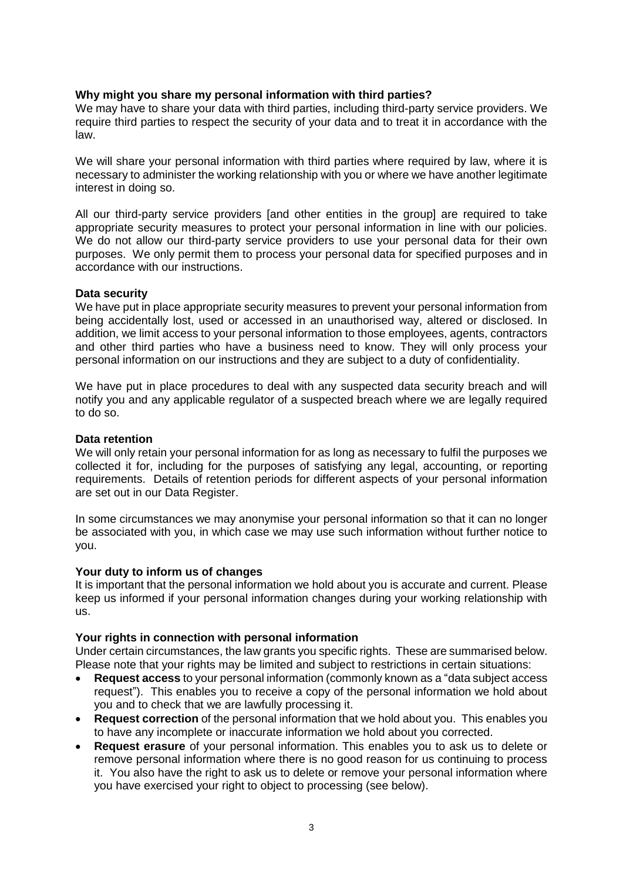**Why might you share my personal information with third parties?**

We may have to share your data with third parties, including third-party service providers. We require third parties to respect the security of your data and to treat it in accordance with the law.

We will share your personal information with third parties where required by law, where it is necessary to administer the working relationship with you or where we have another legitimate interest in doing so.

All our third-party service providers [and other entities in the group] are required to take appropriate security measures to protect your personal information in line with our policies. We do not allow our third-party service providers to use your personal data for their own purposes. We only permit them to process your personal data for specified purposes and in accordance with our instructions.

**Data security**

We have put in place appropriate security measures to prevent your personal information from being accidentally lost, used or accessed in an unauthorised way, altered or disclosed. In addition, we limit access to your personal information to those employees, agents, contractors and other third parties who have a business need to know. They will only process your personal information on our instructions and they are subject to a duty of confidentiality.

We have put in place procedures to deal with any suspected data security breach and will notify you and any applicable regulator of a suspected breach where we are legally required to do so.

**Data retention**

We will only retain your personal information for as long as necessary to fulfil the purposes we collected it for, including for the purposes of satisfying any legal, accounting, or reporting requirements. Details of retention periods for different aspects of your personal information are set out in our Data Register.

In some circumstances we may anonymise your personal information so that it can no longer be associated with you, in which case we may use such information without further notice to you.

**Your duty to inform us of changes**

It is important that the personal information we hold about you is accurate and current. Please keep us informed if your personal information changes during your working relationship with us.

**Your rights in connection with personal information**

Under certain circumstances, the law grants you specific rights. These are summarised below. Please note that your rights may be limited and subject to restrictions in certain situations:

- **Request access** to your personal information (commonly known as a "data subject access request"). This enables you to receive a copy of the personal information we hold about you and to check that we are lawfully processing it.
- **Request correction** of the personal information that we hold about you. This enables you to have any incomplete or inaccurate information we hold about you corrected.
- **Request erasure** of your personal information. This enables you to ask us to delete or remove personal information where there is no good reason for us continuing to process it. You also have the right to ask us to delete or remove your personal information where you have exercised your right to object to processing (see below).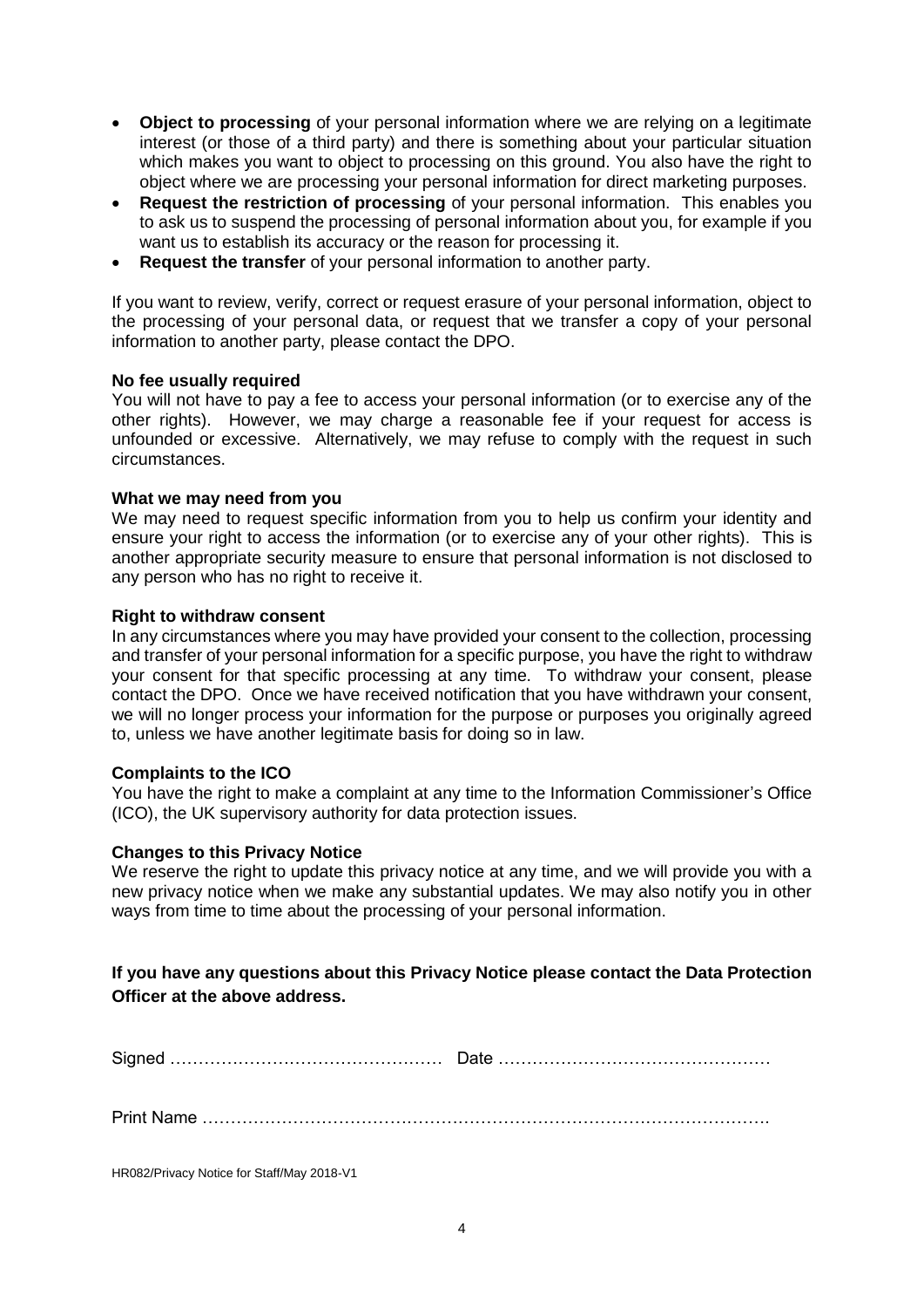- **Object to processing** of your personal information where we are relying on a legitimate interest (or those of a third party) and there is something about your particular situation which makes you want to object to processing on this ground. You also have the right to object where we are processing your personal information for direct marketing purposes.
- **Request the restriction of processing** of your personal information. This enables you to ask us to suspend the processing of personal information about you, for example if you want us to establish its accuracy or the reason for processing it.
- **Request the transfer** of your personal information to another party.

If you want to review, verify, correct or request erasure of your personal information, object to the processing of your personal data, or request that we transfer a copy of your personal information to another party, please contact the DPO.

**No fee usually required**

You will not have to pay a fee to access your personal information (or to exercise any of the other rights). However, we may charge a reasonable fee if your request for access is unfounded or excessive. Alternatively, we may refuse to comply with the request in such circumstances.

**What we may need from you**

We may need to request specific information from you to help us confirm your identity and ensure your right to access the information (or to exercise any of your other rights). This is another appropriate security measure to ensure that personal information is not disclosed to any person who has no right to receive it.

**Right to withdraw consent**

In any circumstances where you may have provided your consent to the collection, processing and transfer of your personal information for a specific purpose, you have the right to withdraw your consent for that specific processing at any time. To withdraw your consent, please contact the DPO. Once we have received notification that you have withdrawn your consent, we will no longer process your information for the purpose or purposes you originally agreed to, unless we have another legitimate basis for doing so in law.

**Complaints to the ICO**

You have the right to make a complaint at any time to the Information Commissioner's Office (ICO), the UK supervisory authority for data protection issues.

**Changes to this Privacy Notice**

We reserve the right to update this privacy notice at any time, and we will provide you with a new privacy notice when we make any substantial updates. We may also notify you in other ways from time to time about the processing of your personal information.

**If you have any questions about this Privacy Notice please contact the Data Protection Officer at the above address.**

Signed ………………………………………… Date …………………………………………

Print Name ……………………………………………………………………………………….

HR082/Privacy Notice for Staff/May 2018-V1